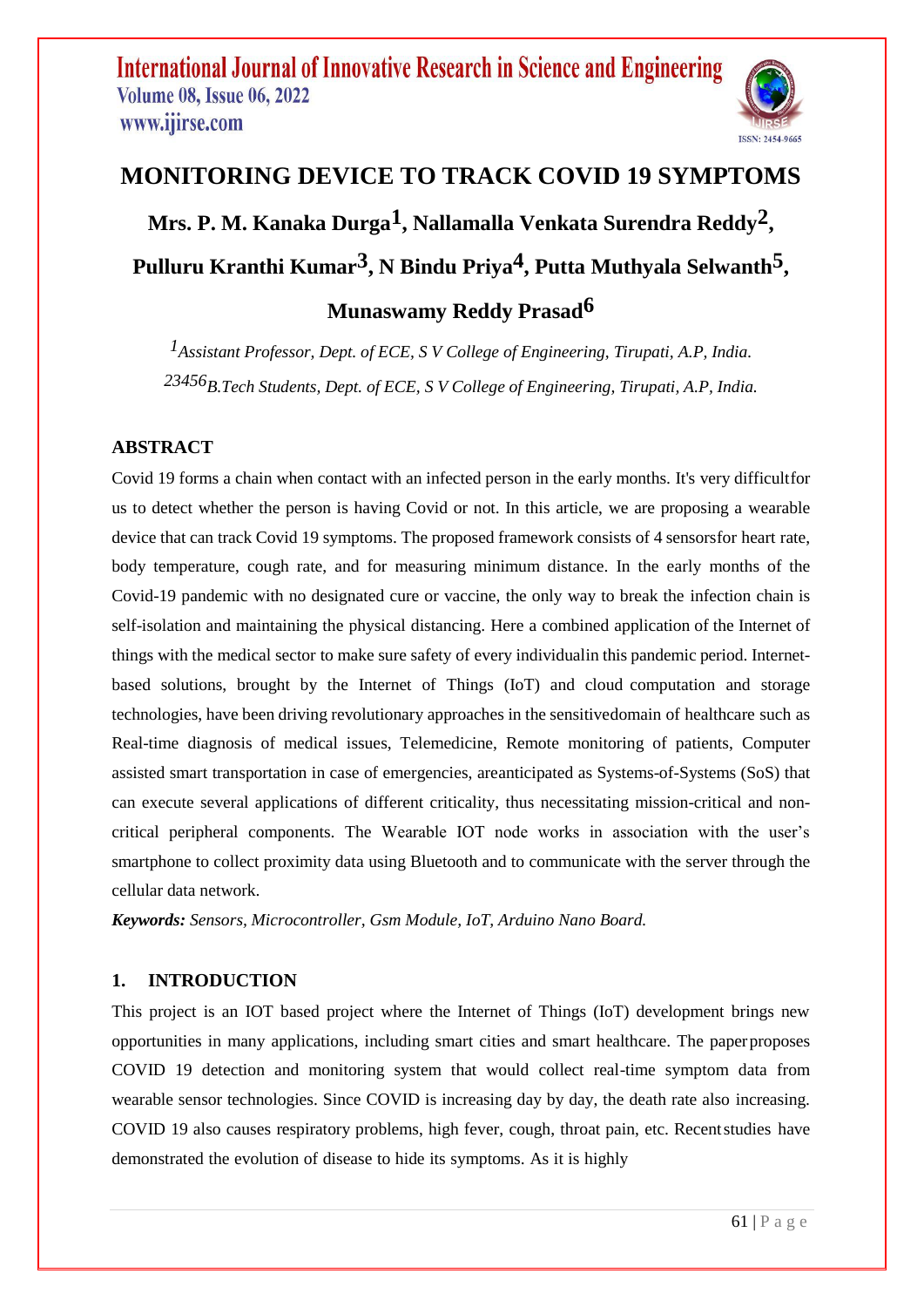# MONITORING DEVICE TO TRACK COVID 19 SYMPTOMS

**Mrs. P. M. Kanaka Durga[1], Nallamalla Venkata Surendra Reddy[2], Pulluru Kranthi Kumar[3], N Bindu Priya[4], Putta Muthyala Selwanth[5], Munaswamy Reddy Prasad[6]**

*[1]Assistant Professor, Dept. of ECE, S V College of Engineering, Tirupati, A.P, India.*

*[23456]B.Tech Students, Dept. of ECE, S V College of Engineering, Tirupati, A.P, India.*

## ABSTRACT

Covid 19 forms a chain when contact with an infected person in the early months. It's very difficultfor us to detect whether the person is having Covid or not. In this article, we are proposing a wearable device that can track Covid 19 symptoms. The proposed framework consists of 4 sensorsfor heart rate, body temperature, cough rate, and for measuring minimum distance. In the early months of the Covid-19 pandemic with no designated cure or vaccine, the only way to break the infection chain is self-isolation and maintaining the physical distancing. Here a combined application of the Internet of things with the medical sector to make sure safety of every individualin this pandemic period. Internet-based solutions, brought by the Internet of Things (IoT) and cloud computation and storage technologies, have been driving revolutionary approaches in the sensitivedomain of healthcare such as Real-time diagnosis of medical issues, Telemedicine, Remote monitoring of patients, Computer assisted smart transportation in case of emergencies, areanticipated as Systems-of-Systems (SoS) that can execute several applications of different criticality, thus necessitating mission-critical and non-critical peripheral components. The Wearable IOT node works in association with the user's smartphone to collect proximity data using Bluetooth and to communicate with the server through the cellular data network.

***Keywords:*** *Sensors, Microcontroller, Gsm Module, IoT, Arduino Nano Board.*

## 1. INTRODUCTION

This project is an IOT based project where the Internet of Things (IoT) development brings new opportunities in many applications, including smart cities and smart healthcare. The paperproposes COVID 19 detection and monitoring system that would collect real-time symptom data from wearable sensor technologies. Since COVID is increasing day by day, the death rate also increasing. COVID 19 also causes respiratory problems, high fever, cough, throat pain, etc. Recentstudies have demonstrated the evolution of disease to hide its symptoms. As it is highly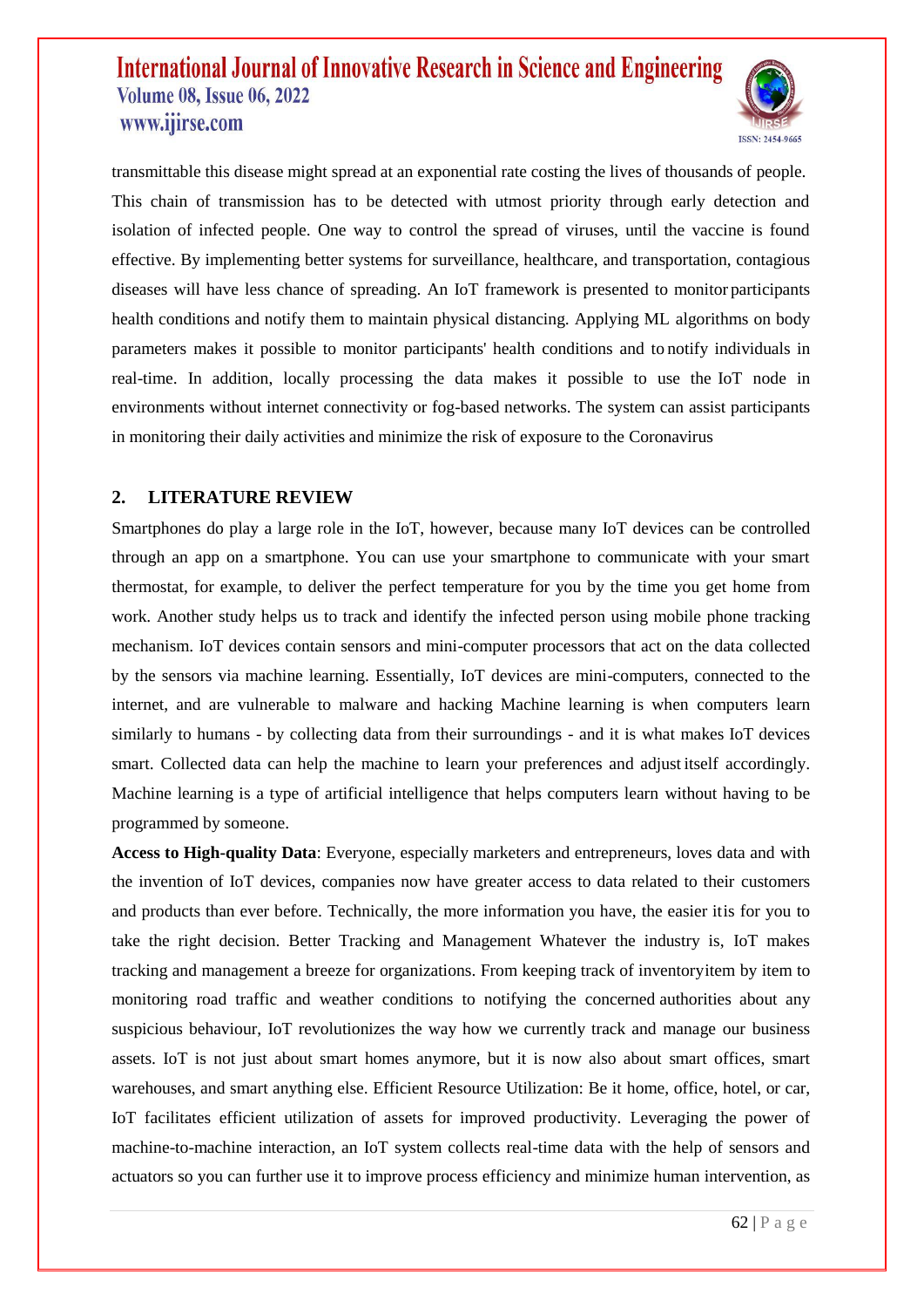transmittable this disease might spread at an exponential rate costing the lives of thousands of people. This chain of transmission has to be detected with utmost priority through early detection and isolation of infected people. One way to control the spread of viruses, until the vaccine is found effective. By implementing better systems for surveillance, healthcare, and transportation, contagious diseases will have less chance of spreading. An IoT framework is presented to monitor participants health conditions and notify them to maintain physical distancing. Applying ML algorithms on body parameters makes it possible to monitor participants' health conditions and to notify individuals in real-time. In addition, locally processing the data makes it possible to use the IoT node in environments without internet connectivity or fog-based networks. The system can assist participants in monitoring their daily activities and minimize the risk of exposure to the Coronavirus

## 2. LITERATURE REVIEW

Smartphones do play a large role in the IoT, however, because many IoT devices can be controlled through an app on a smartphone. You can use your smartphone to communicate with your smart thermostat, for example, to deliver the perfect temperature for you by the time you get home from work. Another study helps us to track and identify the infected person using mobile phone tracking mechanism. IoT devices contain sensors and mini-computer processors that act on the data collected by the sensors via machine learning. Essentially, IoT devices are mini-computers, connected to the internet, and are vulnerable to malware and hacking Machine learning is when computers learn similarly to humans - by collecting data from their surroundings - and it is what makes IoT devices smart. Collected data can help the machine to learn your preferences and adjust itself accordingly. Machine learning is a type of artificial intelligence that helps computers learn without having to be programmed by someone.

**Access to High-quality Data**: Everyone, especially marketers and entrepreneurs, loves data and with the invention of IoT devices, companies now have greater access to data related to their customers and products than ever before. Technically, the more information you have, the easier itis for you to take the right decision. Better Tracking and Management Whatever the industry is, IoT makes tracking and management a breeze for organizations. From keeping track of inventoryitem by item to monitoring road traffic and weather conditions to notifying the concerned authorities about any suspicious behaviour, IoT revolutionizes the way how we currently track and manage our business assets. IoT is not just about smart homes anymore, but it is now also about smart offices, smart warehouses, and smart anything else. Efficient Resource Utilization: Be it home, office, hotel, or car, IoT facilitates efficient utilization of assets for improved productivity. Leveraging the power of machine-to-machine interaction, an IoT system collects real-time data with the help of sensors and actuators so you can further use it to improve process efficiency and minimize human intervention, as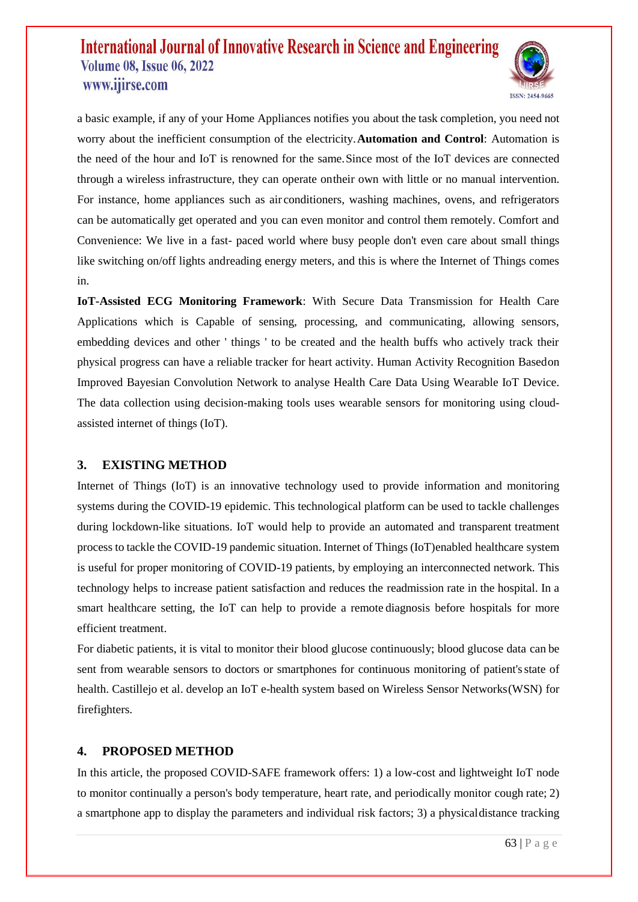a basic example, if any of your Home Appliances notifies you about the task completion, you need not worry about the inefficient consumption of the electricity. **Automation and Control**: Automation is the need of the hour and IoT is renowned for the same. Since most of the IoT devices are connected through a wireless infrastructure, they can operate ontheir own with little or no manual intervention. For instance, home appliances such as air conditioners, washing machines, ovens, and refrigerators can be automatically get operated and you can even monitor and control them remotely. Comfort and Convenience: We live in a fast- paced world where busy people don't even care about small things like switching on/off lights andreading energy meters, and this is where the Internet of Things comes in.

**IoT-Assisted ECG Monitoring Framework**: With Secure Data Transmission for Health Care Applications which is Capable of sensing, processing, and communicating, allowing sensors, embedding devices and other ' things ' to be created and the health buffs who actively track their physical progress can have a reliable tracker for heart activity. Human Activity Recognition Basedon Improved Bayesian Convolution Network to analyse Health Care Data Using Wearable IoT Device. The data collection using decision-making tools uses wearable sensors for monitoring using cloud-assisted internet of things (IoT).

## 3. EXISTING METHOD

Internet of Things (IoT) is an innovative technology used to provide information and monitoring systems during the COVID-19 epidemic. This technological platform can be used to tackle challenges during lockdown-like situations. IoT would help to provide an automated and transparent treatment process to tackle the COVID-19 pandemic situation. Internet of Things (IoT)enabled healthcare system is useful for proper monitoring of COVID-19 patients, by employing an interconnected network. This technology helps to increase patient satisfaction and reduces the readmission rate in the hospital. In a smart healthcare setting, the IoT can help to provide a remote diagnosis before hospitals for more efficient treatment.

For diabetic patients, it is vital to monitor their blood glucose continuously; blood glucose data can be sent from wearable sensors to doctors or smartphones for continuous monitoring of patient's state of health. Castillejo et al. develop an IoT e-health system based on Wireless Sensor Networks(WSN) for firefighters.

## 4. PROPOSED METHOD

In this article, the proposed COVID-SAFE framework offers: 1) a low-cost and lightweight IoT node to monitor continually a person's body temperature, heart rate, and periodically monitor cough rate; 2) a smartphone app to display the parameters and individual risk factors; 3) a physicaldistance tracking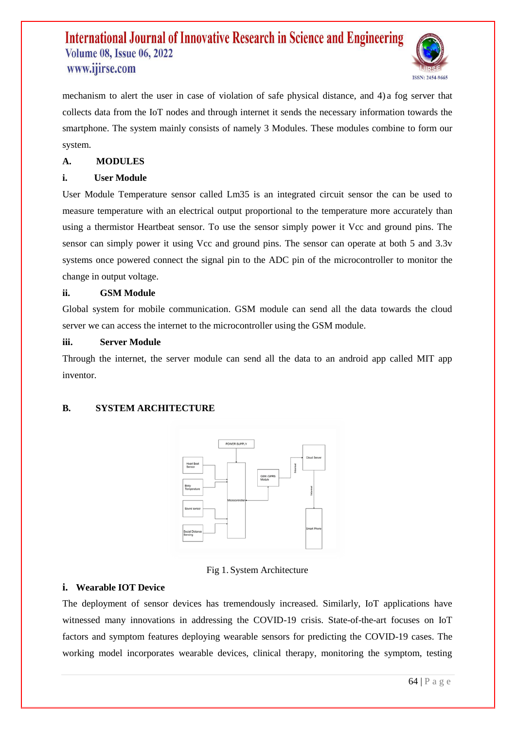mechanism to alert the user in case of violation of safe physical distance, and 4) a fog server that collects data from the IoT nodes and through internet it sends the necessary information towards the smartphone. The system mainly consists of namely 3 Modules. These modules combine to form our system.

### A. MODULES

#### i. User Module

User Module Temperature sensor called Lm35 is an integrated circuit sensor the can be used to measure temperature with an electrical output proportional to the temperature more accurately than using a thermistor Heartbeat sensor. To use the sensor simply power it Vcc and ground pins. The sensor can simply power it using Vcc and ground pins. The sensor can operate at both 5 and 3.3v systems once powered connect the signal pin to the ADC pin of the microcontroller to monitor the change in output voltage.

#### ii. GSM Module

Global system for mobile communication. GSM module can send all the data towards the cloud server we can access the internet to the microcontroller using the GSM module.

#### iii. Server Module

Through the internet, the server module can send all the data to an android app called MIT app inventor.

### B. SYSTEM ARCHITECTURE

Fig 1. System Architecture

#### i. Wearable IOT Device

The deployment of sensor devices has tremendously increased. Similarly, IoT applications have witnessed many innovations in addressing the COVID-19 crisis. State-of-the-art focuses on IoT factors and symptom features deploying wearable sensors for predicting the COVID-19 cases. The working model incorporates wearable devices, clinical therapy, monitoring the symptom, testing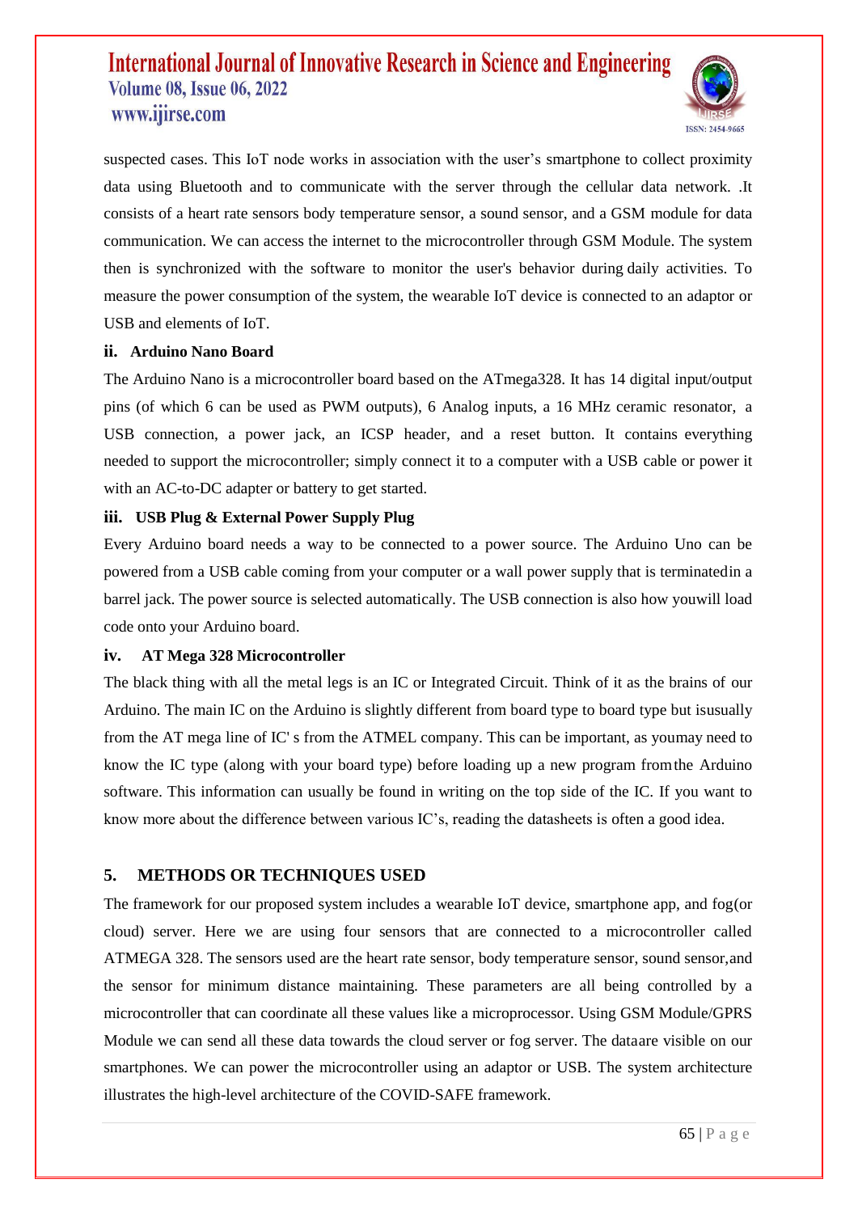suspected cases. This IoT node works in association with the user's smartphone to collect proximity data using Bluetooth and to communicate with the server through the cellular data network. .It consists of a heart rate sensors body temperature sensor, a sound sensor, and a GSM module for data communication. We can access the internet to the microcontroller through GSM Module. The system then is synchronized with the software to monitor the user's behavior during daily activities. To measure the power consumption of the system, the wearable IoT device is connected to an adaptor or USB and elements of IoT.

### ii. Arduino Nano Board

The Arduino Nano is a microcontroller board based on the ATmega328. It has 14 digital input/output pins (of which 6 can be used as PWM outputs), 6 Analog inputs, a 16 MHz ceramic resonator, a USB connection, a power jack, an ICSP header, and a reset button. It contains everything needed to support the microcontroller; simply connect it to a computer with a USB cable or power it with an AC-to-DC adapter or battery to get started.

### iii. USB Plug & External Power Supply Plug

Every Arduino board needs a way to be connected to a power source. The Arduino Uno can be powered from a USB cable coming from your computer or a wall power supply that is terminatedin a barrel jack. The power source is selected automatically. The USB connection is also how youwill load code onto your Arduino board.

### iv. AT Mega 328 Microcontroller

The black thing with all the metal legs is an IC or Integrated Circuit. Think of it as the brains of our Arduino. The main IC on the Arduino is slightly different from board type to board type but isusually from the AT mega line of IC' s from the ATMEL company. This can be important, as youmay need to know the IC type (along with your board type) before loading up a new program fromthe Arduino software. This information can usually be found in writing on the top side of the IC. If you want to know more about the difference between various IC's, reading the datasheets is often a good idea.

## 5. METHODS OR TECHNIQUES USED

The framework for our proposed system includes a wearable IoT device, smartphone app, and fog(or cloud) server. Here we are using four sensors that are connected to a microcontroller called ATMEGA 328. The sensors used are the heart rate sensor, body temperature sensor, sound sensor,and the sensor for minimum distance maintaining. These parameters are all being controlled by a microcontroller that can coordinate all these values like a microprocessor. Using GSM Module/GPRS Module we can send all these data towards the cloud server or fog server. The dataare visible on our smartphones. We can power the microcontroller using an adaptor or USB. The system architecture illustrates the high-level architecture of the COVID-SAFE framework.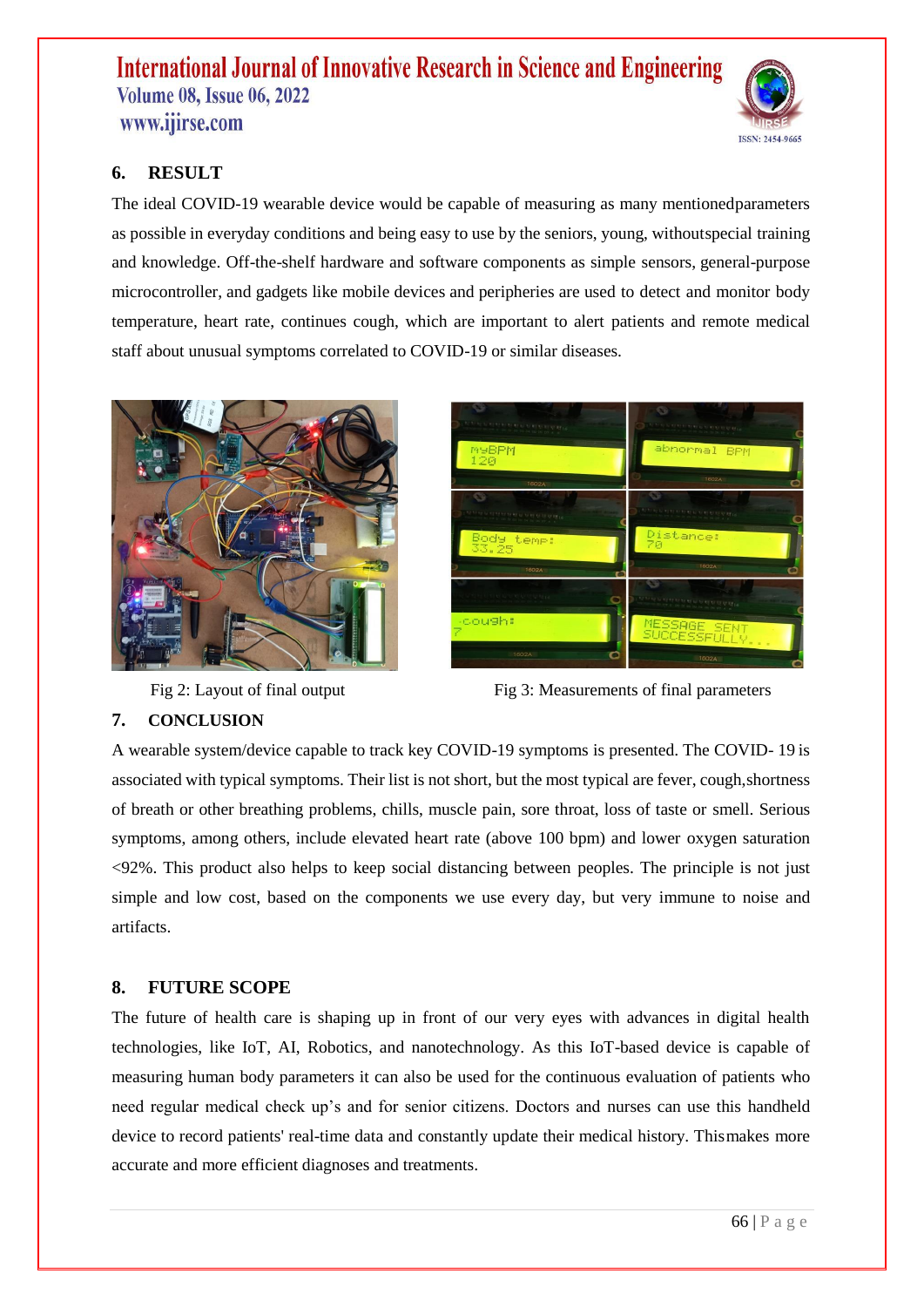## 6. RESULT

The ideal COVID-19 wearable device would be capable of measuring as many mentionedparameters as possible in everyday conditions and being easy to use by the seniors, young, withoutspecial training and knowledge. Off-the-shelf hardware and software components as simple sensors, general-purpose microcontroller, and gadgets like mobile devices and peripheries are used to detect and monitor body temperature, heart rate, continues cough, which are important to alert patients and remote medical staff about unusual symptoms correlated to COVID-19 or similar diseases.

Fig 2: Layout of final output

Fig 3: Measurements of final parameters

## 7. CONCLUSION

A wearable system/device capable to track key COVID-19 symptoms is presented. The COVID- 19 is associated with typical symptoms. Their list is not short, but the most typical are fever, cough,shortness of breath or other breathing problems, chills, muscle pain, sore throat, loss of taste or smell. Serious symptoms, among others, include elevated heart rate (above 100 bpm) and lower oxygen saturation <92%. This product also helps to keep social distancing between peoples. The principle is not just simple and low cost, based on the components we use every day, but very immune to noise and artifacts.

## 8. FUTURE SCOPE

The future of health care is shaping up in front of our very eyes with advances in digital health technologies, like IoT, AI, Robotics, and nanotechnology. As this IoT-based device is capable of measuring human body parameters it can also be used for the continuous evaluation of patients who need regular medical check up's and for senior citizens. Doctors and nurses can use this handheld device to record patients' real-time data and constantly update their medical history. Thismakes more accurate and more efficient diagnoses and treatments.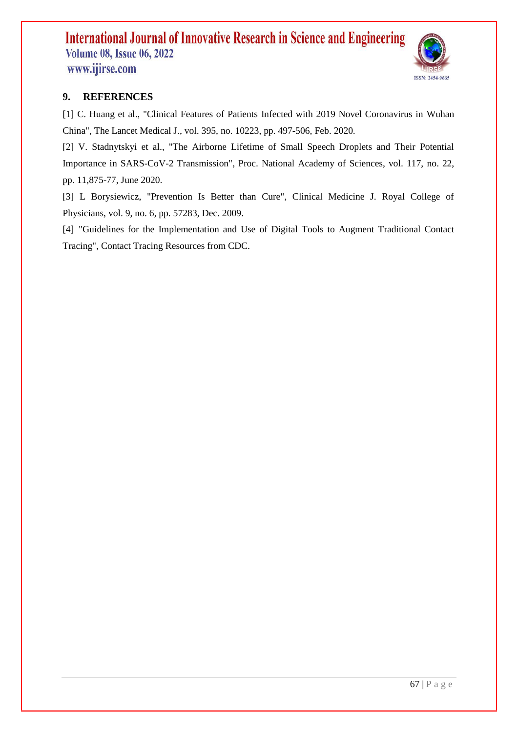## 9. REFERENCES

[1] C. Huang et al., "Clinical Features of Patients Infected with 2019 Novel Coronavirus in Wuhan China", The Lancet Medical J., vol. 395, no. 10223, pp. 497-506, Feb. 2020.

[2] V. Stadnytskyi et al., "The Airborne Lifetime of Small Speech Droplets and Their Potential Importance in SARS-CoV-2 Transmission", Proc. National Academy of Sciences, vol. 117, no. 22, pp. 11,875-77, June 2020.

[3] L Borysiewicz, "Prevention Is Better than Cure", Clinical Medicine J. Royal College of Physicians, vol. 9, no. 6, pp. 57283, Dec. 2009.

[4] "Guidelines for the Implementation and Use of Digital Tools to Augment Traditional Contact Tracing", Contact Tracing Resources from CDC.